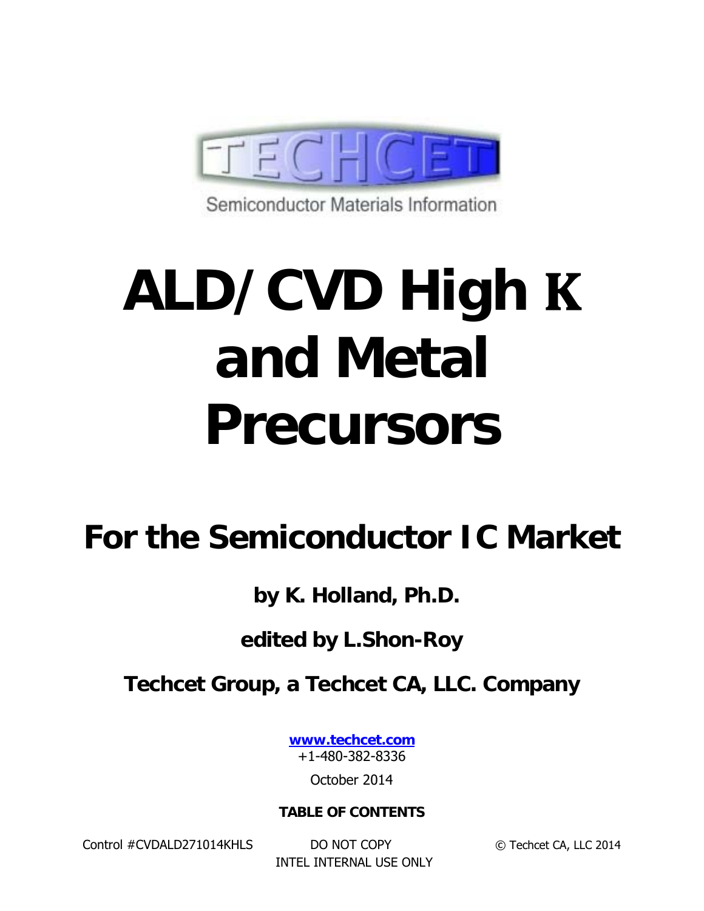TECHCET

Semiconductor Materials Information

# ALD/CVD High K and Metal Precursors

## For the Semiconductor IC Market

**by K. Holland, Ph.D.**

**edited by L.Shon-Roy**

**Techcet Group, a Techcet CA, LLC. Company**

[www.techcet.com](http://www.techcet.com)

+1-480-382-8336

October 2014

**TABLE OF CONTENTS**

Control #CVDALD271014KHLS DO NOT COPY © Techcet CA, LLC 2014

INTEL INTERNAL USE ONLY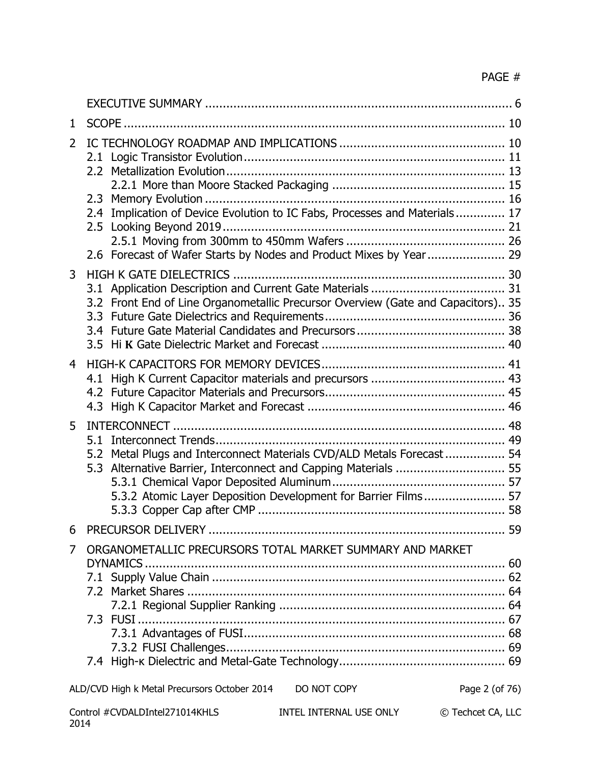PAGE #

| | | |
|---|---|---|
| | EXECUTIVE SUMMARY | 6 |
| 1 | SCOPE | 10 |
| 2 | IC TECHNOLOGY ROADMAP AND IMPLICATIONS | 10 |
| | 2.1 Logic Transistor Evolution | 11 |
| | 2.2 Metallization Evolution | 13 |
| | 2.2.1 More than Moore Stacked Packaging | 15 |
| | 2.3 Memory Evolution | 16 |
| | 2.4 Implication of Device Evolution to IC Fabs, Processes and Materials | 17 |
| | 2.5 Looking Beyond 2019 | 21 |
| | 2.5.1 Moving from 300mm to 450mm Wafers | 26 |
| | 2.6 Forecast of Wafer Starts by Nodes and Product Mixes by Year | 29 |
| 3 | HIGH K GATE DIELECTRICS | 30 |
| | 3.1 Application Description and Current Gate Materials | 31 |
| | 3.2 Front End of Line Organometallic Precursor Overview (Gate and Capacitors) | 35 |
| | 3.3 Future Gate Dielectrics and Requirements | 36 |
| | 3.4 Future Gate Material Candidates and Precursors | 38 |
| | 3.5 Hi **K** Gate Dielectric Market and Forecast | 40 |
| 4 | HIGH-K CAPACITORS FOR MEMORY DEVICES | 41 |
| | 4.1 High K Current Capacitor materials and precursors | 43 |
| | 4.2 Future Capacitor Materials and Precursors | 45 |
| | 4.3 High K Capacitor Market and Forecast | 46 |
| 5 | INTERCONNECT | 48 |
| | 5.1 Interconnect Trends | 49 |
| | 5.2 Metal Plugs and Interconnect Materials CVD/ALD Metals Forecast | 54 |
| | 5.3 Alternative Barrier, Interconnect and Capping Materials | 55 |
| | 5.3.1 Chemical Vapor Deposited Aluminum | 57 |
| | 5.3.2 Atomic Layer Deposition Development for Barrier Films | 57 |
| | 5.3.3 Copper Cap after CMP | 58 |
| 6 | PRECURSOR DELIVERY | 59 |
| 7 | ORGANOMETALLIC PRECURSORS TOTAL MARKET SUMMARY AND MARKET DYNAMICS | 60 |
| | 7.1 Supply Value Chain | 62 |
| | 7.2 Market Shares | 64 |
| | 7.2.1 Regional Supplier Ranking | 64 |
| | 7.3 FUSI | 67 |
| | 7.3.1 Advantages of FUSI | 68 |
| | 7.3.2 FUSI Challenges | 69 |
| | 7.4 High-κ Dielectric and Metal-Gate Technology | 69 |

ALD/CVD High k Metal Precursors October 2014 DO NOT COPY

Control #CVDALDIntel271014KHLS 2014 INTEL INTERNAL USE ONLY © Techcet CA, LLC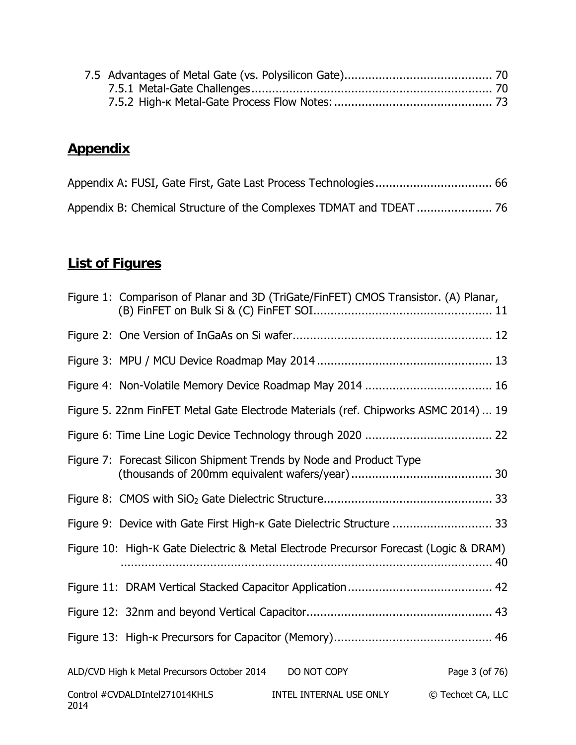7.5 Advantages of Metal Gate (vs. Polysilicon Gate)........................................... 70
7.5.1 Metal-Gate Challenges..................................................................... 70
7.5.2 High-κ Metal-Gate Process Flow Notes:.............................................. 73

## Appendix

Appendix A: FUSI, Gate First, Gate Last Process Technologies................................. 66

Appendix B: Chemical Structure of the Complexes TDMAT and TDEAT...................... 76

## List of Figures

Figure 1: Comparison of Planar and 3D (TriGate/FinFET) CMOS Transistor. (A) Planar, (B) FinFET on Bulk Si & (C) FinFET SOI.................................................... 11

Figure 2: One Version of InGaAs on Si wafer.......................................................... 12

Figure 3: MPU / MCU Device Roadmap May 2014................................................... 13

Figure 4: Non-Volatile Memory Device Roadmap May 2014..................................... 16

Figure 5. 22nm FinFET Metal Gate Electrode Materials (ref. Chipworks ASMC 2014)... 19

Figure 6: Time Line Logic Device Technology through 2020..................................... 22

Figure 7: Forecast Silicon Shipment Trends by Node and Product Type (thousands of 200mm equivalent wafers/year)......................................... 30

Figure 8: CMOS with $SiO_2$ Gate Dielectric Structure................................................. 33

Figure 9: Device with Gate First High-κ Gate Dielectric Structure............................. 33

Figure 10: High-Κ Gate Dielectric & Metal Electrode Precursor Forecast (Logic & DRAM)............................................................................................... 40

Figure 11: DRAM Vertical Stacked Capacitor Application.......................................... 42

Figure 12: 32nm and beyond Vertical Capacitor...................................................... 43

Figure 13: High-κ Precursors for Capacitor (Memory).............................................. 46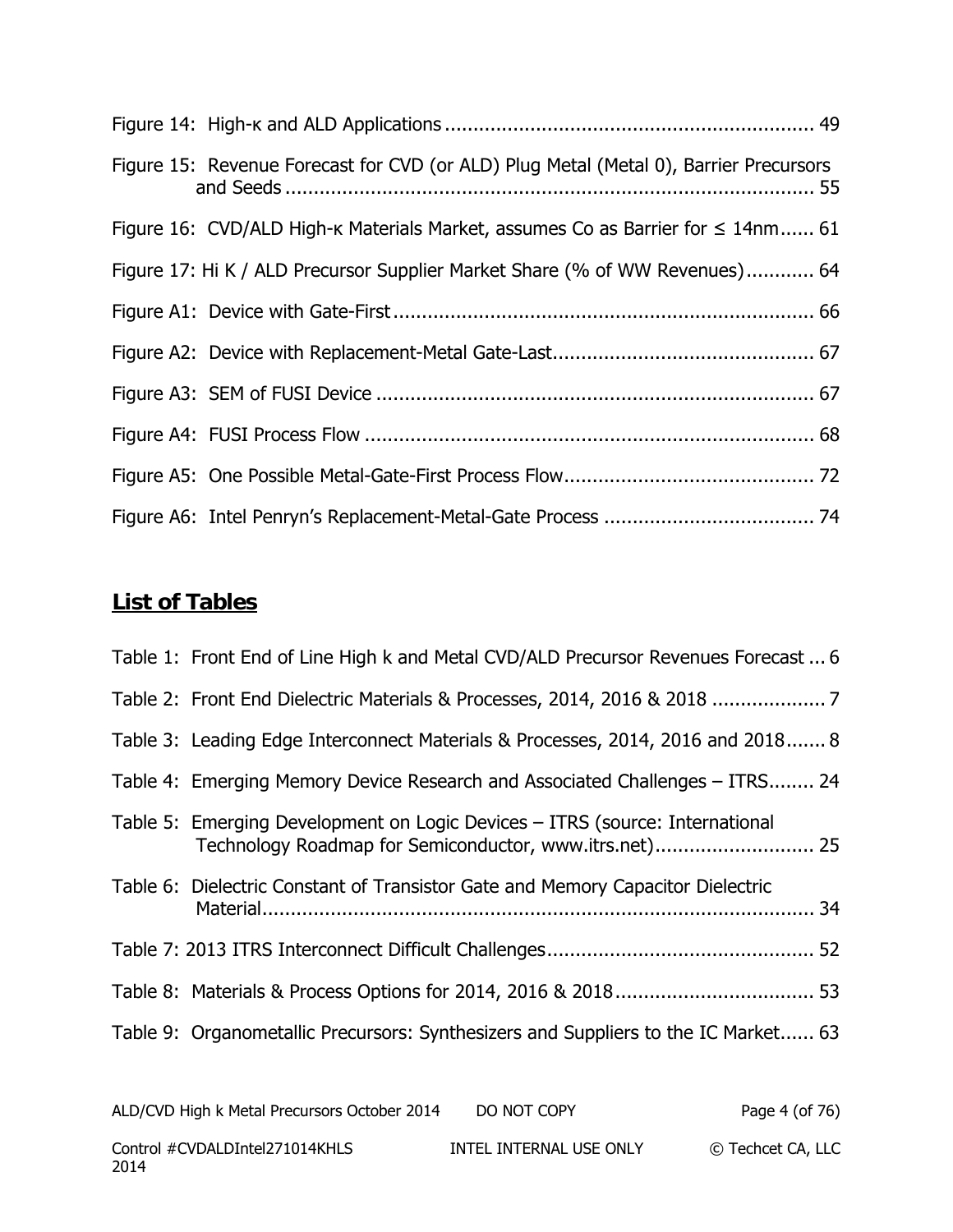Figure 14: High-κ and ALD Applications ................................................................ 49

Figure 15: Revenue Forecast for CVD (or ALD) Plug Metal (Metal 0), Barrier Precursors and Seeds .......................................................................................... 55

Figure 16: CVD/ALD High-κ Materials Market, assumes Co as Barrier for ≤ 14nm...... 61

Figure 17: Hi K / ALD Precursor Supplier Market Share (% of WW Revenues)............ 64

Figure A1: Device with Gate-First ........................................................................ 66

Figure A2: Device with Replacement-Metal Gate-Last............................................. 67

Figure A3: SEM of FUSI Device ........................................................................... 67

Figure A4: FUSI Process Flow ............................................................................. 68

Figure A5: One Possible Metal-Gate-First Process Flow........................................... 72

Figure A6: Intel Penryn's Replacement-Metal-Gate Process ..................................... 74

## List of Tables

Table 1: Front End of Line High k and Metal CVD/ALD Precursor Revenues Forecast ... 6

Table 2: Front End Dielectric Materials & Processes, 2014, 2016 & 2018 .................... 7

Table 3: Leading Edge Interconnect Materials & Processes, 2014, 2016 and 2018....... 8

Table 4: Emerging Memory Device Research and Associated Challenges – ITRS........ 24

Table 5: Emerging Development on Logic Devices – ITRS (source: International Technology Roadmap for Semiconductor, www.itrs.net)............................ 25

Table 6: Dielectric Constant of Transistor Gate and Memory Capacitor Dielectric Material................................................................................................ 34

Table 7: 2013 ITRS Interconnect Difficult Challenges.............................................. 52

Table 8: Materials & Process Options for 2014, 2016 & 2018.................................. 53

Table 9: Organometallic Precursors: Synthesizers and Suppliers to the IC Market...... 63